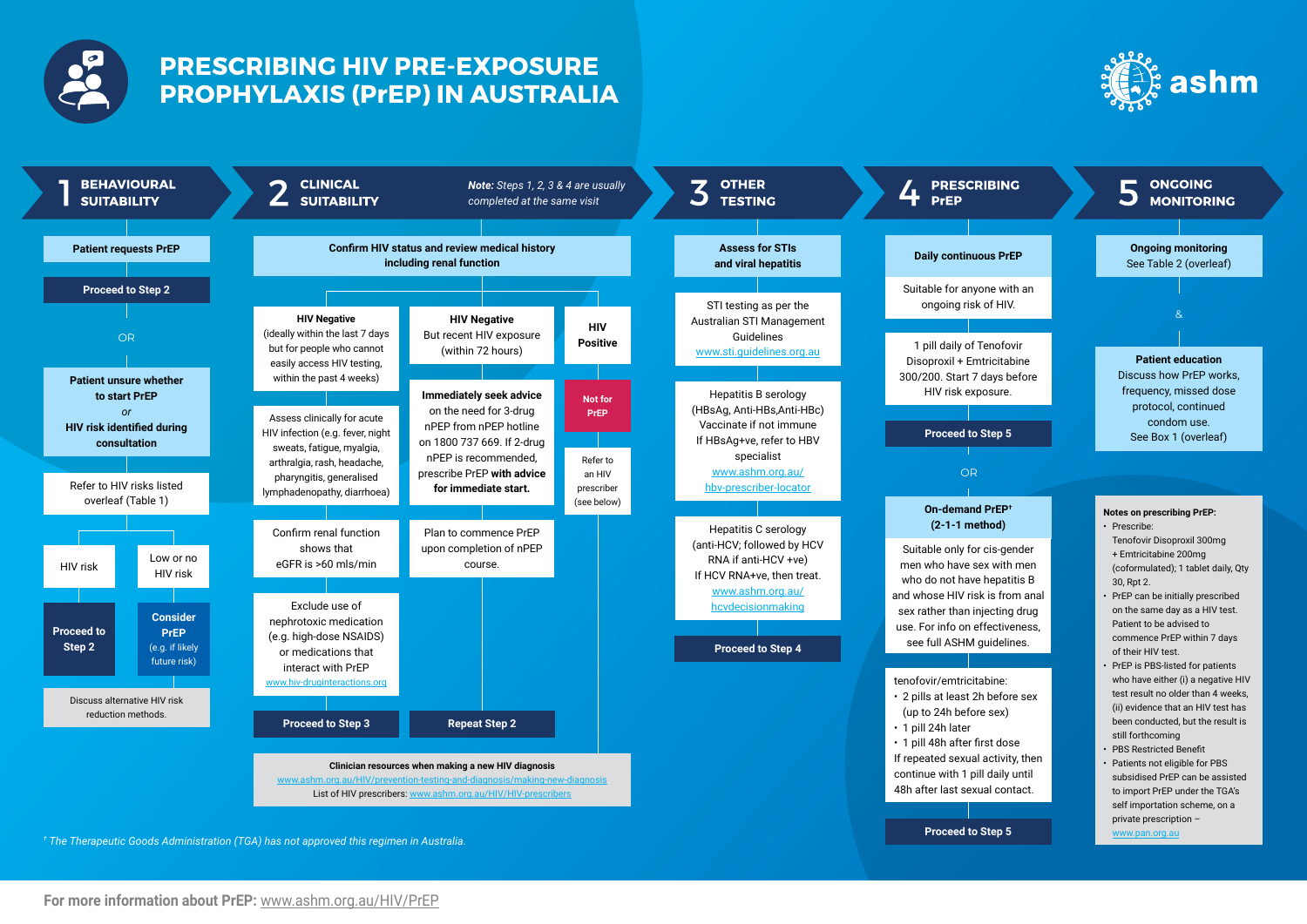# PRESCRIBING HIV PRE-EXPOSURE PROPHYLAXIS (PrEP) IN AUSTRALIA

ashm

## 1 BEHAVIOURAL SUITABILITY

**Patient requests PrEP**

**Proceed to Step 2**

OR

**Patient unsure whether to start PrEP**
*or*
**HIV risk identified during consultation**

Refer to HIV risks listed overleaf (Table 1)

- HIV risk → **Proceed to Step 2**
- Low or no HIV risk → **Consider PrEP** (e.g. if likely future risk)

Discuss alternative HIV risk reduction methods.

## 2 CLINICAL SUITABILITY

***Note:** Steps 1, 2, 3 & 4 are usually completed at the same visit*

**Confirm HIV status and review medical history including renal function**

**HIV Negative**
(ideally within the last 7 days but for people who cannot easily access HIV testing, within the past 4 weeks)

Assess clinically for acute HIV infection (e.g. fever, night sweats, fatigue, myalgia, arthralgia, rash, headache, pharyngitis, generalised lymphadenopathy, diarrhoea)

Confirm renal function shows that eGFR is >60 mls/min

Exclude use of nephrotoxic medication (e.g. high-dose NSAIDS) or medications that interact with PrEP
www.hiv-druginteractions.org

**Proceed to Step 3**

**HIV Negative**
But recent HIV exposure (within 72 hours)

**Immediately seek advice** on the need for 3-drug nPEP from nPEP hotline on 1800 737 669. If 2-drug nPEP is recommended, prescribe PrEP **with advice for immediate start.**

Plan to commence PrEP upon completion of nPEP course.

**Repeat Step 2**

**HIV Positive**

**Not for PrEP**

Refer to an HIV prescriber (see below)

**Clinician resources when making a new HIV diagnosis**
www.ashm.org.au/HIV/prevention-testing-and-diagnosis/making-new-diagnosis
List of HIV prescribers: www.ashm.org.au/HIV/HIV-prescribers

## 3 OTHER TESTING

**Assess for STIs and viral hepatitis**

STI testing as per the Australian STI Management Guidelines
www.sti.guidelines.org.au

Hepatitis B serology (HBsAg, Anti-HBs,Anti-HBc)
Vaccinate if not immune
If HBsAg+ve, refer to HBV specialist
www.ashm.org.au/hbv-prescriber-locator

Hepatitis C serology (anti-HCV; followed by HCV RNA if anti-HCV +ve)
If HCV RNA+ve, then treat.
www.ashm.org.au/hcvdecisionmaking

**Proceed to Step 4**

## 4 PRESCRIBING PrEP

**Daily continuous PrEP**

Suitable for anyone with an ongoing risk of HIV.

1 pill daily of Tenofovir Disoproxil + Emtricitabine 300/200. Start 7 days before HIV risk exposure.

**Proceed to Step 5**

OR

**On-demand PrEP† (2-1-1 method)**

Suitable only for cis-gender men who have sex with men who do not have hepatitis B and whose HIV risk is from anal sex rather than injecting drug use. For info on effectiveness, see full ASHM guidelines.

tenofovir/emtricitabine:
- 2 pills at least 2h before sex (up to 24h before sex)
- 1 pill 24h later
- 1 pill 48h after first dose

If repeated sexual activity, then continue with 1 pill daily until 48h after last sexual contact.

**Proceed to Step 5**

## 5 ONGOING MONITORING

**Ongoing monitoring**
See Table 2 (overleaf)

&

**Patient education**
Discuss how PrEP works, frequency, missed dose protocol, continued condom use.
See Box 1 (overleaf)

**Notes on prescribing PrEP:**
- Prescribe: Tenofovir Disoproxil 300mg + Emtricitabine 200mg (coformulated); 1 tablet daily, Qty 30, Rpt 2.
- PrEP can be initially prescribed on the same day as a HIV test. Patient to be advised to commence PrEP within 7 days of their HIV test.
- PrEP is PBS-listed for patients who have either (i) a negative HIV test result no older than 4 weeks, (ii) evidence that an HIV test has been conducted, but the result is still forthcoming
- PBS Restricted Benefit
- Patients not eligible for PBS subsidised PrEP can be assisted to import PrEP under the TGA's self importation scheme, on a private prescription – www.pan.org.au

† *The Therapeutic Goods Administration (TGA) has not approved this regimen in Australia.*

**For more information about PrEP:** www.ashm.org.au/HIV/PrEP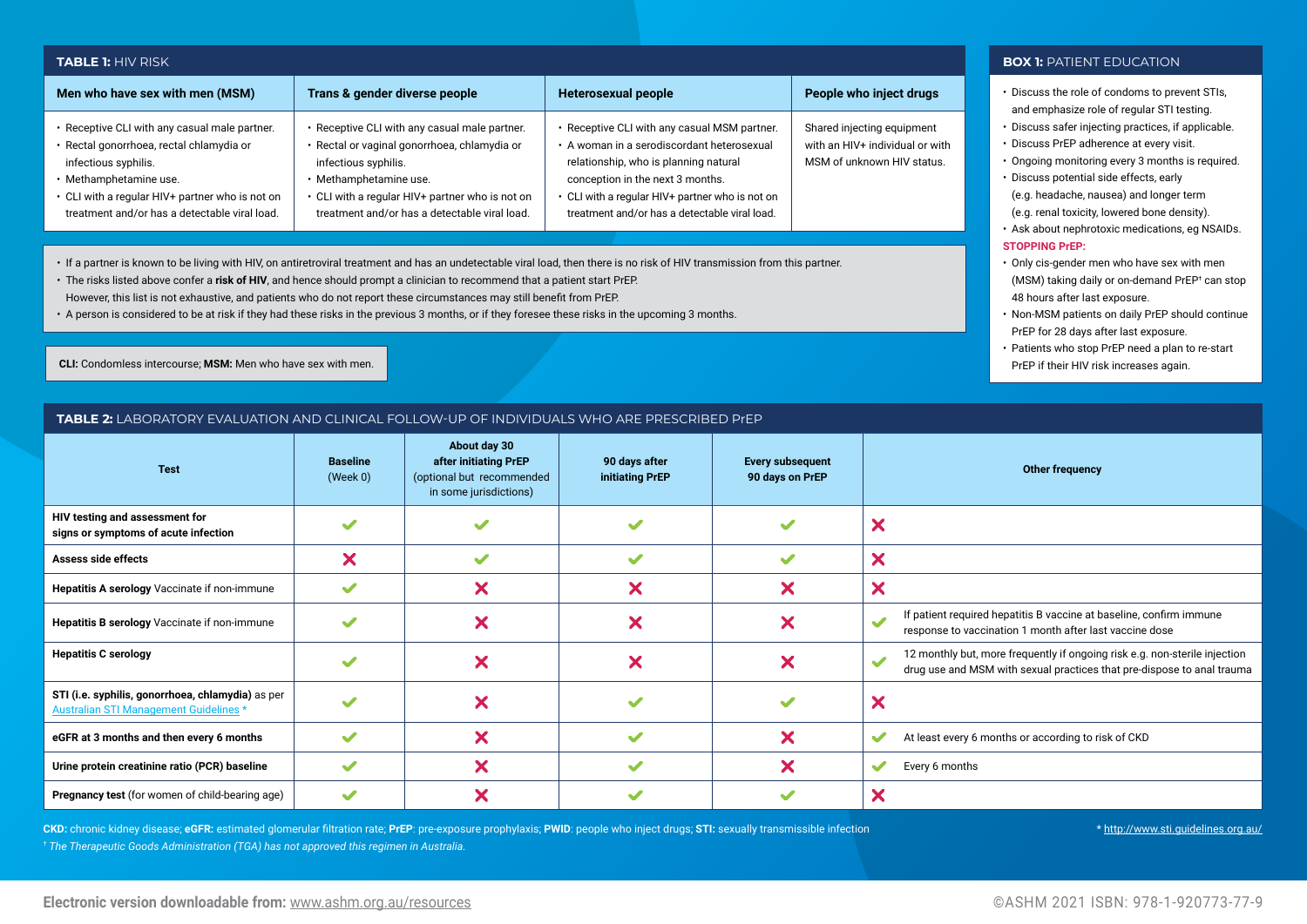## TABLE 1: HIV RISK

| Men who have sex with men (MSM) | Trans & gender diverse people | Heterosexual people | People who inject drugs |
|---|---|---|---|
| • Receptive CLI with any casual male partner.<br>• Rectal gonorrhoea, rectal chlamydia or infectious syphilis.<br>• Methamphetamine use.<br>• CLI with a regular HIV+ partner who is not on treatment and/or has a detectable viral load. | • Receptive CLI with any casual male partner.<br>• Rectal or vaginal gonorrhoea, chlamydia or infectious syphilis.<br>• Methamphetamine use.<br>• CLI with a regular HIV+ partner who is not on treatment and/or has a detectable viral load. | • Receptive CLI with any casual MSM partner.<br>• A woman in a serodiscordant heterosexual relationship, who is planning natural conception in the next 3 months.<br>• CLI with a regular HIV+ partner who is not on treatment and/or has a detectable viral load. | Shared injecting equipment with an HIV+ individual or with MSM of unknown HIV status. |

- If a partner is known to be living with HIV, on antiretroviral treatment and has an undetectable viral load, then there is no risk of HIV transmission from this partner.
- The risks listed above confer a **risk of HIV**, and hence should prompt a clinician to recommend that a patient start PrEP. However, this list is not exhaustive, and patients who do not report these circumstances may still benefit from PrEP.
- A person is considered to be at risk if they had these risks in the previous 3 months, or if they foresee these risks in the upcoming 3 months.

**CLI:** Condomless intercourse; **MSM:** Men who have sex with men.

## BOX 1: PATIENT EDUCATION

- Discuss the role of condoms to prevent STIs, and emphasize role of regular STI testing.
- Discuss safer injecting practices, if applicable.
- Discuss PrEP adherence at every visit.
- Ongoing monitoring every 3 months is required.
- Discuss potential side effects, early (e.g. headache, nausea) and longer term (e.g. renal toxicity, lowered bone density).
- Ask about nephrotoxic medications, eg NSAIDs.

**STOPPING PrEP:**

- Only cis-gender men who have sex with men (MSM) taking daily or on-demand PrEP[†] can stop 48 hours after last exposure.
- Non-MSM patients on daily PrEP should continue PrEP for 28 days after last exposure.
- Patients who stop PrEP need a plan to re-start PrEP if their HIV risk increases again.

## TABLE 2: LABORATORY EVALUATION AND CLINICAL FOLLOW-UP OF INDIVIDUALS WHO ARE PRESCRIBED PrEP

| Test | Baseline (Week 0) | About day 30 after initiating PrEP (optional but recommended in some jurisdictions) | 90 days after initiating PrEP | Every subsequent 90 days on PrEP | Other frequency |
|---|---|---|---|---|---|
| **HIV testing and assessment for signs or symptoms of acute infection** | ✔ | ✔ | ✔ | ✔ | ✘ |
| **Assess side effects** | ✘ | ✔ | ✔ | ✔ | ✘ |
| **Hepatitis A serology** Vaccinate if non-immune | ✔ | ✘ | ✘ | ✘ | ✘ |
| **Hepatitis B serology** Vaccinate if non-immune | ✔ | ✘ | ✘ | ✘ | ✔ If patient required hepatitis B vaccine at baseline, confirm immune response to vaccination 1 month after last vaccine dose |
| **Hepatitis C serology** | ✔ | ✘ | ✘ | ✘ | ✔ 12 monthly but, more frequently if ongoing risk e.g. non-sterile injection drug use and MSM with sexual practices that pre-dispose to anal trauma |
| **STI (i.e. syphilis, gonorrhoea, chlamydia)** as per Australian STI Management Guidelines * | ✔ | ✘ | ✔ | ✔ | ✘ |
| **eGFR at 3 months and then every 6 months** | ✔ | ✘ | ✔ | ✘ | ✔ At least every 6 months or according to risk of CKD |
| **Urine protein creatinine ratio (PCR) baseline** | ✔ | ✘ | ✔ | ✘ | ✔ Every 6 months |
| **Pregnancy test** (for women of child-bearing age) | ✔ | ✘ | ✔ | ✔ | ✘ |

**CKD:** chronic kidney disease; **eGFR:** estimated glomerular filtration rate; **PrEP**: pre-exposure prophylaxis; **PWID**: people who inject drugs; **STI:** sexually transmissible infection

* http://www.sti.guidelines.org.au/

[†] *The Therapeutic Goods Administration (TGA) has not approved this regimen in Australia.*

**Electronic version downloadable from:** www.ashm.org.au/resources

©ASHM 2021 ISBN: 978-1-920773-77-9